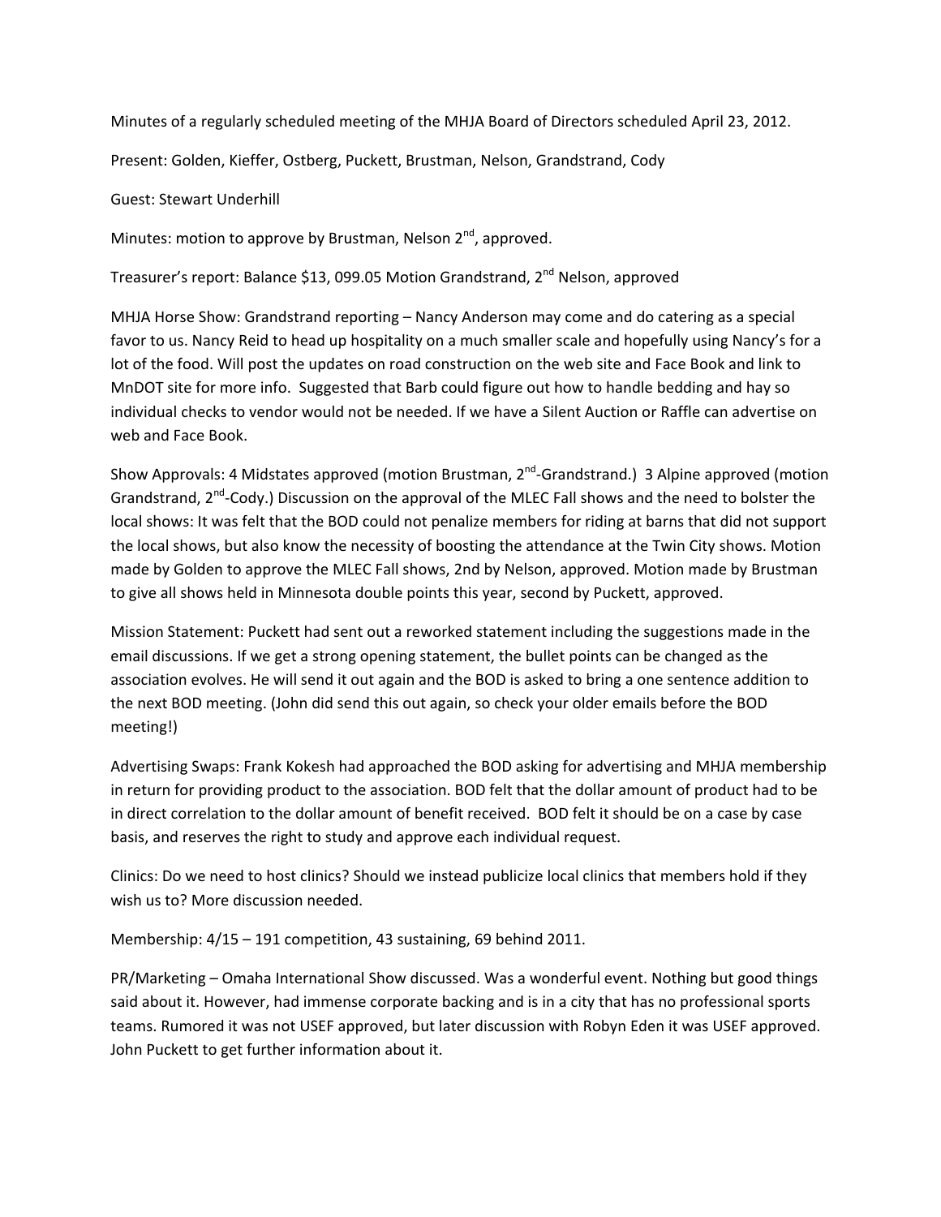Minutes of a regularly scheduled meeting of the MHJA Board of Directors scheduled April 23, 2012.

Present: Golden, Kieffer, Ostberg, Puckett, Brustman, Nelson, Grandstrand, Cody

Guest: Stewart Underhill

Minutes: motion to approve by Brustman, Nelson 2nd, approved.

Treasurer's report: Balance $13, 099.05 Motion Grandstrand, 2nd Nelson, approved

MHJA Horse Show: Grandstrand reporting – Nancy Anderson may come and do catering as a special favor to us. Nancy Reid to head up hospitality on a much smaller scale and hopefully using Nancy's for a lot of the food. Will post the updates on road construction on the web site and Face Book and link to MnDOT site for more info. Suggested that Barb could figure out how to handle bedding and hay so individual checks to vendor would not be needed. If we have a Silent Auction or Raffle can advertise on web and Face Book.

Show Approvals: 4 Midstates approved (motion Brustman, 2nd-Grandstrand.) 3 Alpine approved (motion Grandstrand, 2nd-Cody.) Discussion on the approval of the MLEC Fall shows and the need to bolster the local shows: It was felt that the BOD could not penalize members for riding at barns that did not support the local shows, but also know the necessity of boosting the attendance at the Twin City shows. Motion made by Golden to approve the MLEC Fall shows, 2nd by Nelson, approved. Motion made by Brustman to give all shows held in Minnesota double points this year, second by Puckett, approved.

Mission Statement: Puckett had sent out a reworked statement including the suggestions made in the email discussions. If we get a strong opening statement, the bullet points can be changed as the association evolves. He will send it out again and the BOD is asked to bring a one sentence addition to the next BOD meeting. (John did send this out again, so check your older emails before the BOD meeting!)

Advertising Swaps: Frank Kokesh had approached the BOD asking for advertising and MHJA membership in return for providing product to the association. BOD felt that the dollar amount of product had to be in direct correlation to the dollar amount of benefit received. BOD felt it should be on a case by case basis, and reserves the right to study and approve each individual request.

Clinics: Do we need to host clinics? Should we instead publicize local clinics that members hold if they wish us to? More discussion needed.

Membership: 4/15 – 191 competition, 43 sustaining, 69 behind 2011.

PR/Marketing – Omaha International Show discussed. Was a wonderful event. Nothing but good things said about it. However, had immense corporate backing and is in a city that has no professional sports teams. Rumored it was not USEF approved, but later discussion with Robyn Eden it was USEF approved. John Puckett to get further information about it.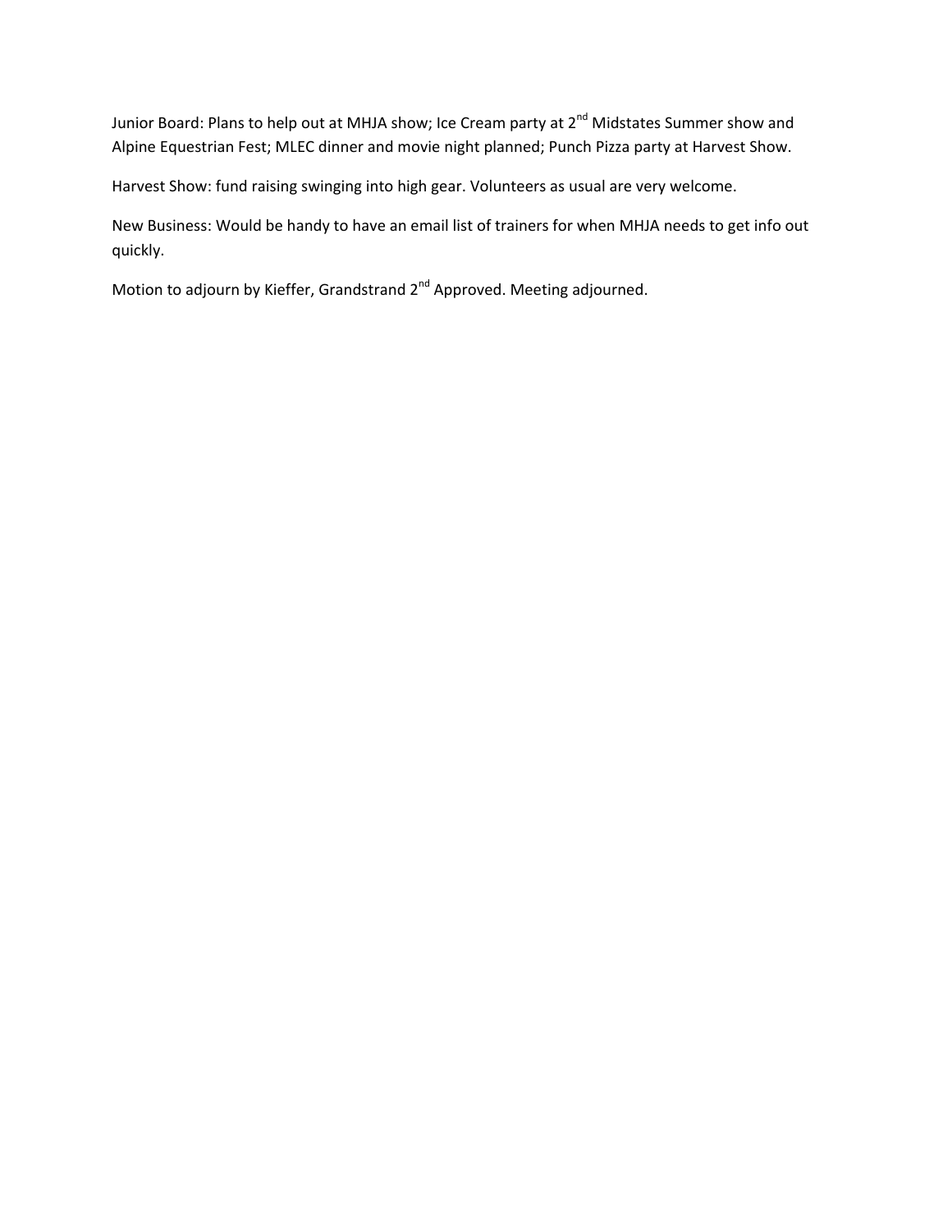Junior Board: Plans to help out at MHJA show; Ice Cream party at 2nd Midstates Summer show and Alpine Equestrian Fest; MLEC dinner and movie night planned; Punch Pizza party at Harvest Show.

Harvest Show: fund raising swinging into high gear. Volunteers as usual are very welcome.

New Business: Would be handy to have an email list of trainers for when MHJA needs to get info out quickly.

Motion to adjourn by Kieffer, Grandstrand 2nd Approved. Meeting adjourned.